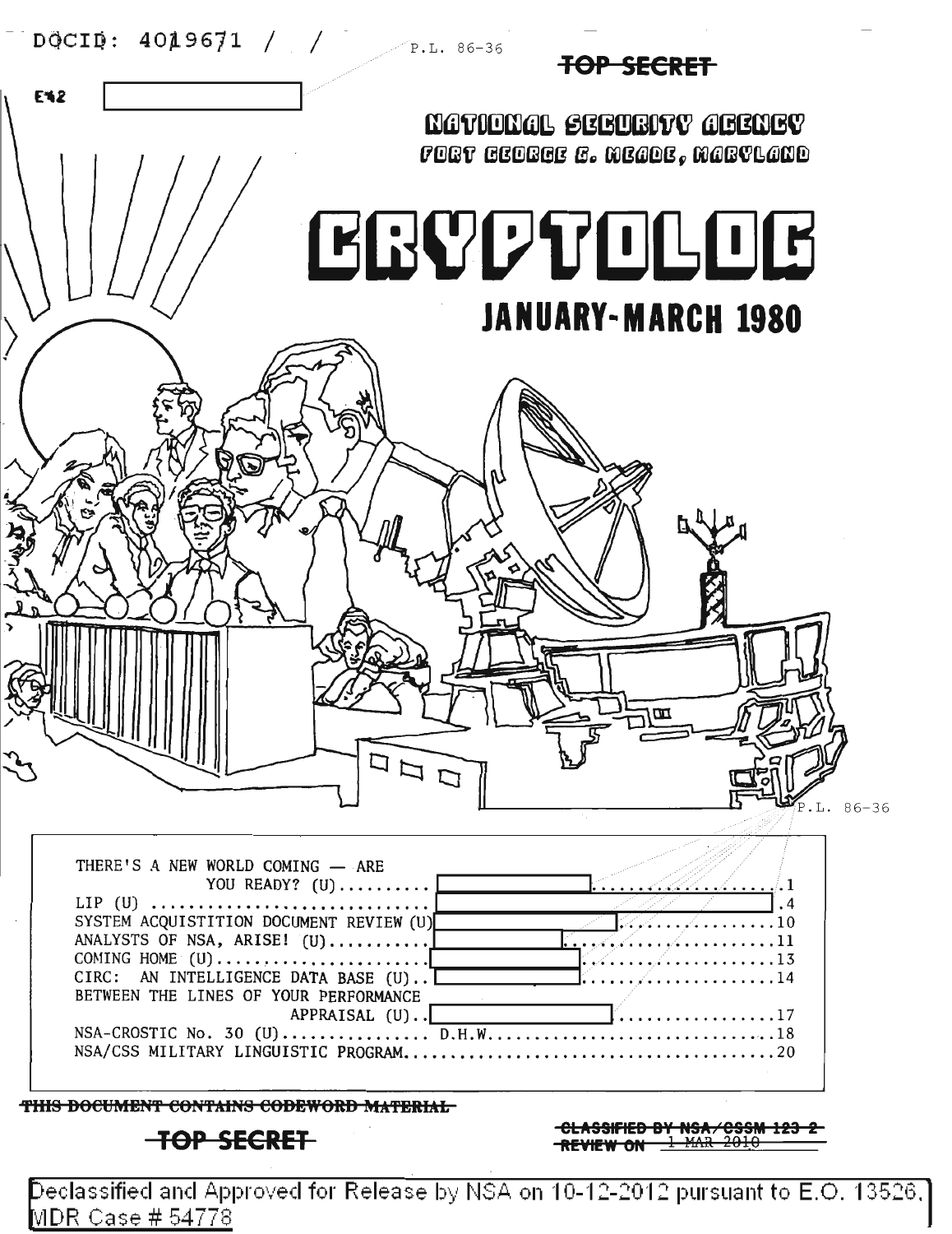DOCID: 4019671

P.L. 86-36

~~TOP SECRET~~

E.O. 1.4.(c)

# NATIONAL SECURITY AGENCY

FORT GEORGE G. MEADE, MARYLAND

# CRYPTOLOG

## JANUARY-MARCH 1980

P.L. 86-36

| | | |
|---|---|---|
| THERE'S A NEW WORLD COMING — ARE YOU READY? (U) | [redacted] | 1 |
| LIP (U) | [redacted] | 4 |
| SYSTEM ACQUISTITION DOCUMENT REVIEW (U) | [redacted] | 10 |
| ANALYSTS OF NSA, ARISE! (U) | [redacted] | 11 |
| COMING HOME (U) | [redacted] | 13 |
| CIRC: AN INTELLIGENCE DATA BASE (U) | [redacted] | 14 |
| BETWEEN THE LINES OF YOUR PERFORMANCE APPRAISAL (U) | [redacted] | 17 |
| NSA-CROSTIC No. 30 (U) | D.H.W. | 18 |
| NSA/CSS MILITARY LINGUISTIC PROGRAM | | 20 |

~~THIS DOCUMENT CONTAINS CODEWORD MATERIAL~~

~~TOP SECRET~~

~~CLASSIFIED BY NSA/CSSM 123-2~~
~~REVIEW ON 1 MAR 2010~~

Declassified and Approved for Release by NSA on 10-12-2012 pursuant to E.O. 13526, MDR Case # 54778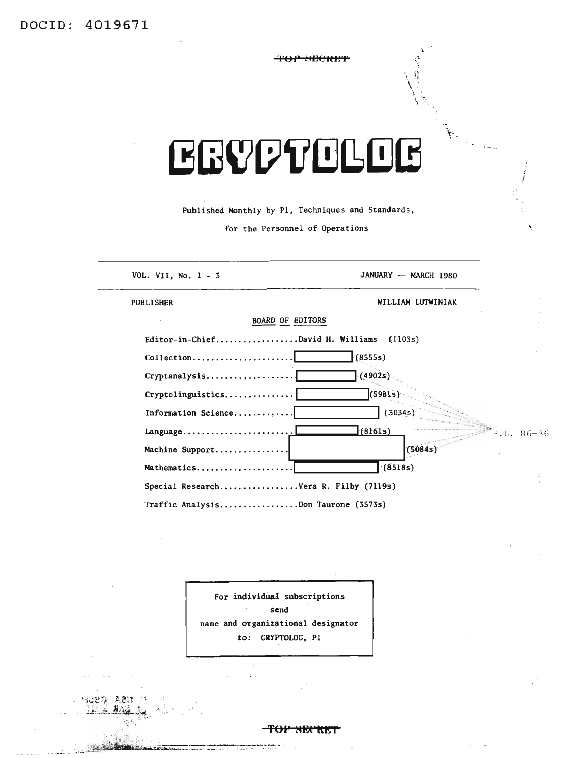DOCID: 4019671

~~TOP SECRET~~

# CRYPTOLOG

Published Monthly by P1, Techniques and Standards,

for the Personnel of Operations

| VOL. VII, No. 1 - 3 | JANUARY — MARCH 1980 |
|---|---|
| PUBLISHER | WILLIAM LUTWINIAK |

**BOARD OF EDITORS**

Editor-in-Chief.................David H. Williams (1103s)

Collection.....................[ ] (8555s)

Cryptanalysis..................[ ] (4902s)

Cryptolinguistics..............[ ] (5981s)

Information Science............[ ] (3034s)

Language.......................[ ] (8161s)

Machine Support................[ ] (5084s)

Mathematics....................[ ] (8518s)

Special Research................Vera R. Filby (7119s)

Traffic Analysis................Don Taurone (3573s)

P.L. 86-36

For individual subscriptions send name and organizational designator to: CRYPTOLOG, P1

~~TOP SECRET~~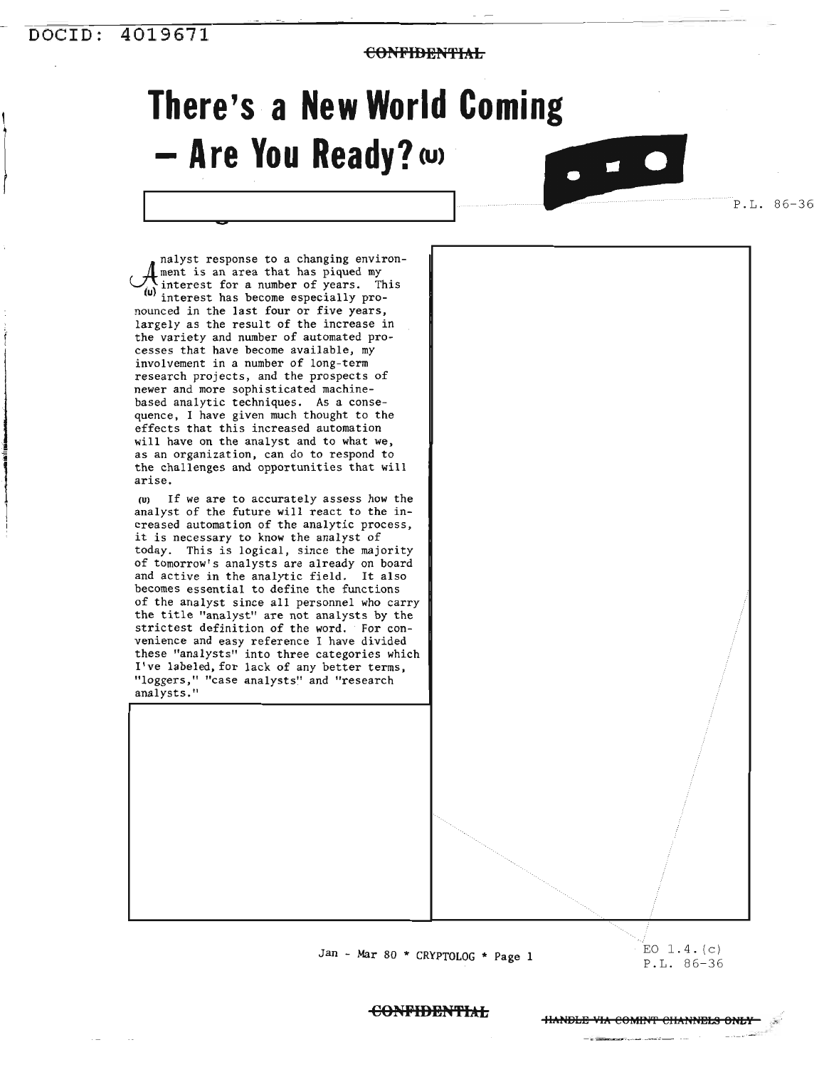CONFIDENTIAL

# There's a New World Coming – Are You Ready? (U)

P.L. 86-36

(U) Analyst response to a changing environment is an area that has piqued my interest for a number of years. This interest has become especially pronounced in the last four or five years, largely as the result of the increase in the variety and number of automated processes that have become available, my involvement in a number of long-term research projects, and the prospects of newer and more sophisticated machine-based analytic techniques. As a consequence, I have given much thought to the effects that this increased automation will have on the analyst and to what we, as an organization, can do to respond to the challenges and opportunities that will arise.

(U) If we are to accurately assess how the analyst of the future will react to the increased automation of the analytic process, it is necessary to know the analyst of today. This is logical, since the majority of tomorrow's analysts are already on board and active in the analytic field. It also becomes essential to define the functions of the analyst since all personnel who carry the title "analyst" are not analysts by the strictest definition of the word. For convenience and easy reference I have divided these "analysts" into three categories which I've labeled, for lack of any better terms, "loggers," "case analysts" and "research analysts."

EO 1.4.(c)
P.L. 86-36

CONFIDENTIAL

HANDLE VIA COMINT CHANNELS ONLY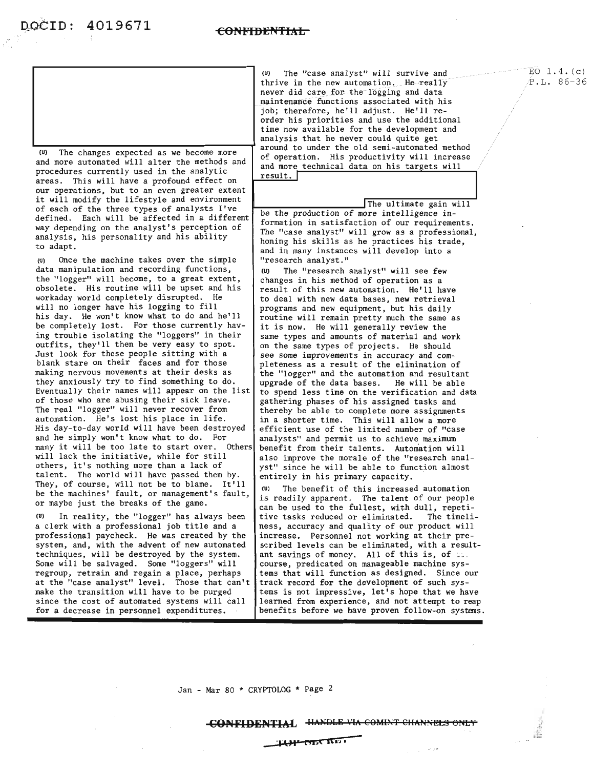(U) The changes expected as we become more and more automated will alter the methods and procedures currently used in the analytic areas. This will have a profound effect on our operations, but to an even greater extent it will modify the lifestyle and environment of each of the three types of analysts I've defined. Each will be affected in a different way depending on the analyst's perception of analysis, his personality and his ability to adapt.

(U) Once the machine takes over the simple data manipulation and recording functions, the "logger" will become, to a great extent, obsolete. His routine will be upset and his workaday world completely disrupted. He will no longer have his logging to fill his day. He won't know what to do and he'll be completely lost. For those currently having trouble isolating the "loggers" in their outfits, they'll then be very easy to spot. Just look for those people sitting with a blank stare on their faces and for those making nervous movements at their desks as they anxiously try to find something to do. Eventually their names will appear on the list of those who are abusing their sick leave. The real "logger" will never recover from automation. He's lost his place in life. His day-to-day world will have been destroyed and he simply won't know what to do. For many it will be too late to start over. Others will lack the initiative, while for still others, it's nothing more than a lack of talent. The world will have passed them by. They, of course, will not be to blame. It'll be the machines' fault, or management's fault, or maybe just the breaks of the game.

(U) In reality, the "logger" has always been a clerk with a professional job title and a professional paycheck. He was created by the system, and, with the advent of new automated techniques, will be destroyed by the system. Some will be salvaged. Some "loggers" will regroup, retrain and regain a place, perhaps at the "case analyst" level. Those that can't make the transition will have to be purged since the cost of automated systems will call for a decrease in personnel expenditures.

(U) The "case analyst" will survive and thrive in the new automation. He really never did care for the logging and data maintenance functions associated with his job; therefore, he'll adjust. He'll reorder his priorities and use the additional time now available for the development and analysis that he never could quite get around to under the old semi-automated method of operation. His productivity will increase and more technical data on his targets will result. The ultimate gain will be the production of more intelligence information in satisfaction of our requirements. The "case analyst" will grow as a professional, honing his skills as he practices his trade, and in many instances will develop into a "research analyst."

EO 1.4.(c)
P.L. 86-36

(U) The "research analyst" will see few changes in his method of operation as a result of this new automation. He'll have to deal with new data bases, new retrieval programs and new equipment, but his daily routine will remain pretty much the same as it is now. He will generally review the same types and amounts of material and work on the same types of projects. He should see some improvements in accuracy and completeness as a result of the elimination of the "logger" and the automation and resultant upgrade of the data bases. He will be able to spend less time on the verification and data gathering phases of his assigned tasks and thereby be able to complete more assignments in a shorter time. This will allow a more efficient use of the limited number of "case analysts" and permit us to achieve maximum benefit from their talents. Automation will also improve the morale of the "research analyst" since he will be able to function almost entirely in his primary capacity.

(U) The benefit of this increased automation is readily apparent. The talent of our people can be used to the fullest, with dull, repetitive tasks reduced or eliminated. The timeliness, accuracy and quality of our product will increase. Personnel not working at their prescribed levels can be eliminated, with a resultant savings of money. All of this is, of course, predicated on manageable machine systems that will function as designed. Since our track record for the development of such systems is not impressive, let's hope that we have learned from experience, and not attempt to reap benefits before we have proven follow-on systems.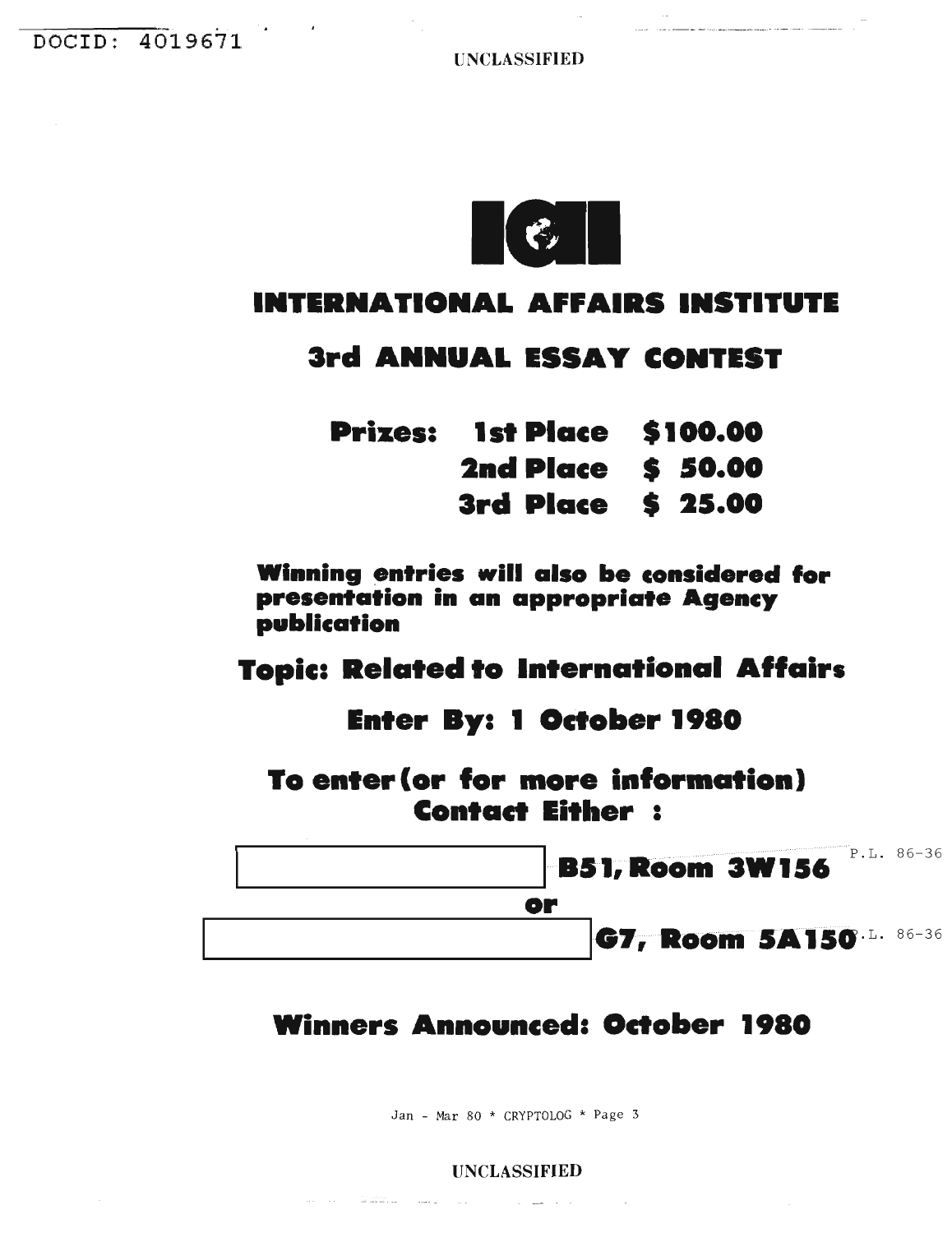UNCLASSIFIED

# INTERNATIONAL AFFAIRS INSTITUTE

## 3rd ANNUAL ESSAY CONTEST

**Prizes:**

| | |
|---|---|
| **1st Place** | **$100.00** |
| **2nd Place** | **$ 50.00** |
| **3rd Place** | **$ 25.00** |

**Winning entries will also be considered for presentation in an appropriate Agency publication**

**Topic: Related to International Affairs**

**Enter By: 1 October 1980**

**To enter (or for more information) Contact Either :**

[redacted] **B51, Room 3W156** P.L. 86-36

**or**

[redacted] **G7, Room 5A150** P.L. 86-36

## Winners Announced: October 1980

UNCLASSIFIED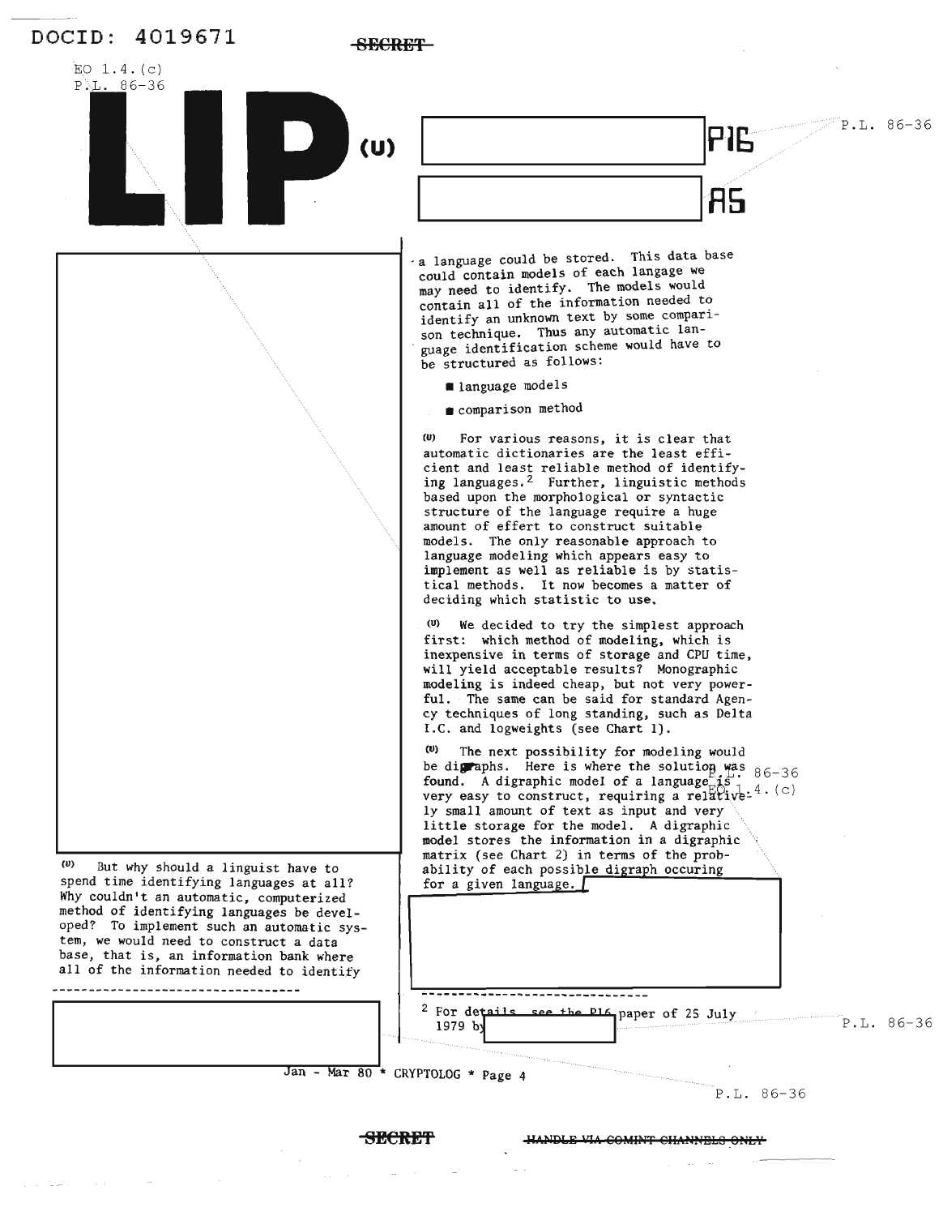DOCID: 4019671

SECRET

EO 1.4.(c)
P.L. 86-36

# LIP (U)

P16

A5

P.L. 86-36

(U) But why should a linguist have to spend time identifying languages at all? Why couldn't an automatic, computerized method of identifying languages be developed? To implement such an automatic system, we would need to construct a data base, that is, an information bank where all of the information needed to identify a language could be stored. This data base could contain models of each langage we may need to identify. The models would contain all of the information needed to identify an unknown text by some comparison technique. Thus any automatic language identification scheme would have to be structured as follows:

- language models
- comparison method

(U) For various reasons, it is clear that automatic dictionaries are the least efficient and least reliable method of identifying languages.[2] Further, linguistic methods based upon the morphological or syntactic structure of the language require a huge amount of effert to construct suitable models. The only reasonable approach to language modeling which appears easy to implement as well as reliable is by statistical methods. It now becomes a matter of deciding which statistic to use.

(U) We decided to try the simplest approach first: which method of modeling, which is inexpensive in terms of storage and CPU time, will yield acceptable results? Monographic modeling is indeed cheap, but not very powerful. The same can be said for standard Agency techniques of long standing, such as Delta I.C. and logweights (see Chart 1).

(U) The next possibility for modeling would be digraphs. Here is where the solution was found. A digraphic model of a language is very easy to construct, requiring a relatively small amount of text as input and very little storage for the model. A digraphic model stores the information in a digraphic matrix (see Chart 2) in terms of the probability of each possible digraph occuring for a given language.

P.L. 86-36
EO 1.4.(c)

---

[2] For details, see the P16 paper of 25 July 1979 by

P.L. 86-36

Jan - Mar 80 * CRYPTOLOG * Page 4

P.L. 86-36

SECRET

HANDLE VIA COMINT CHANNELS ONLY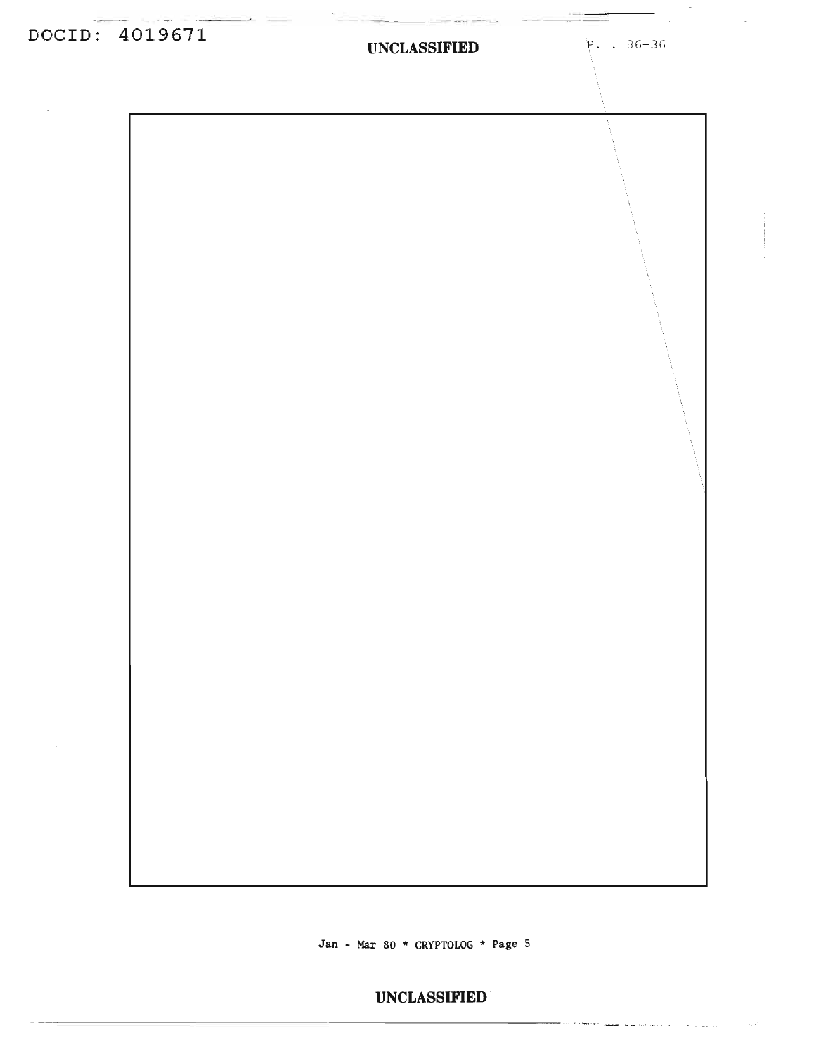P.L. 86-36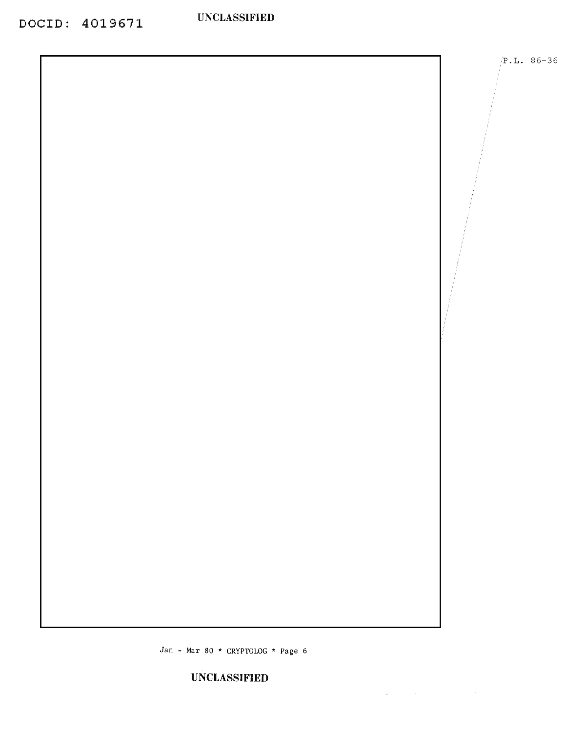P.L. 86-36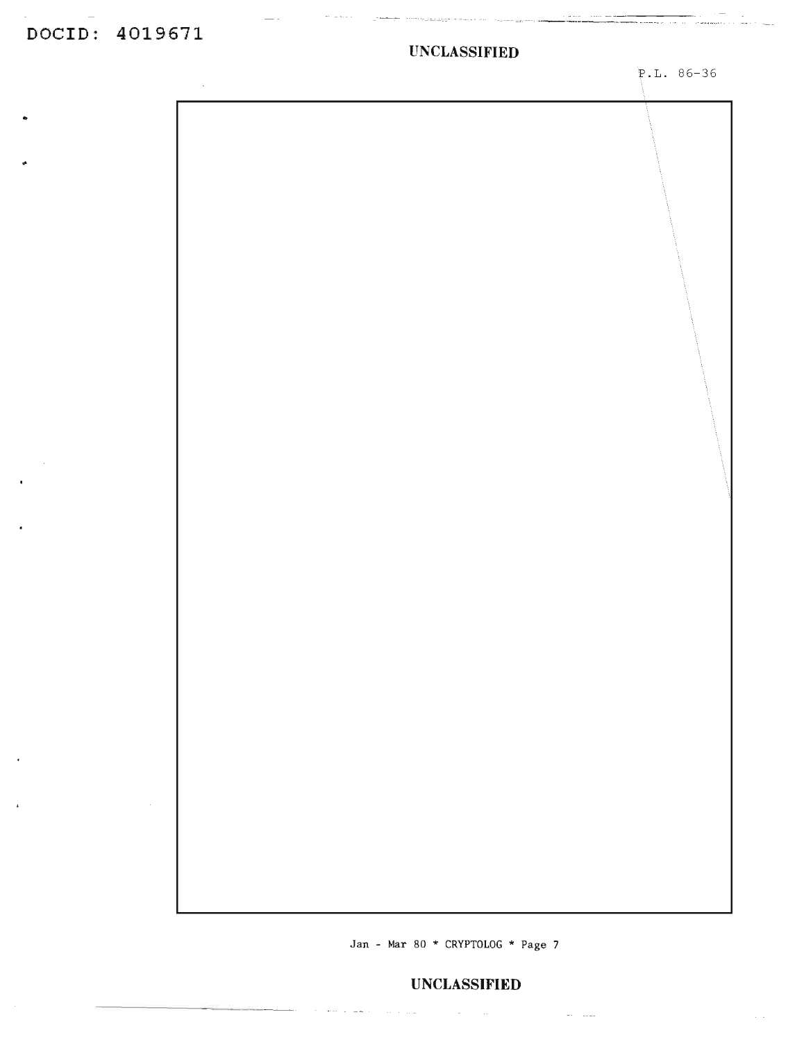P.L. 86-36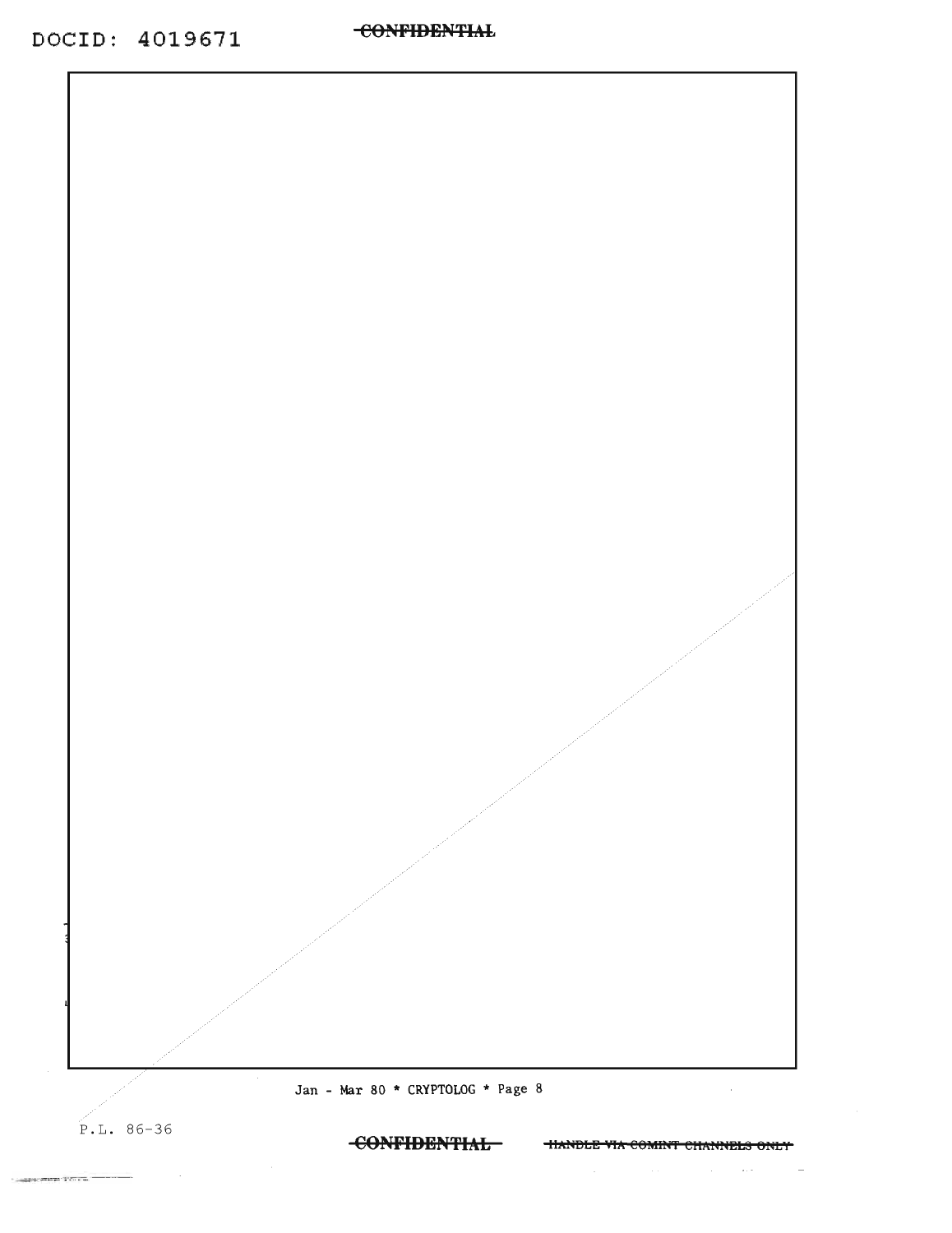P.L. 86-36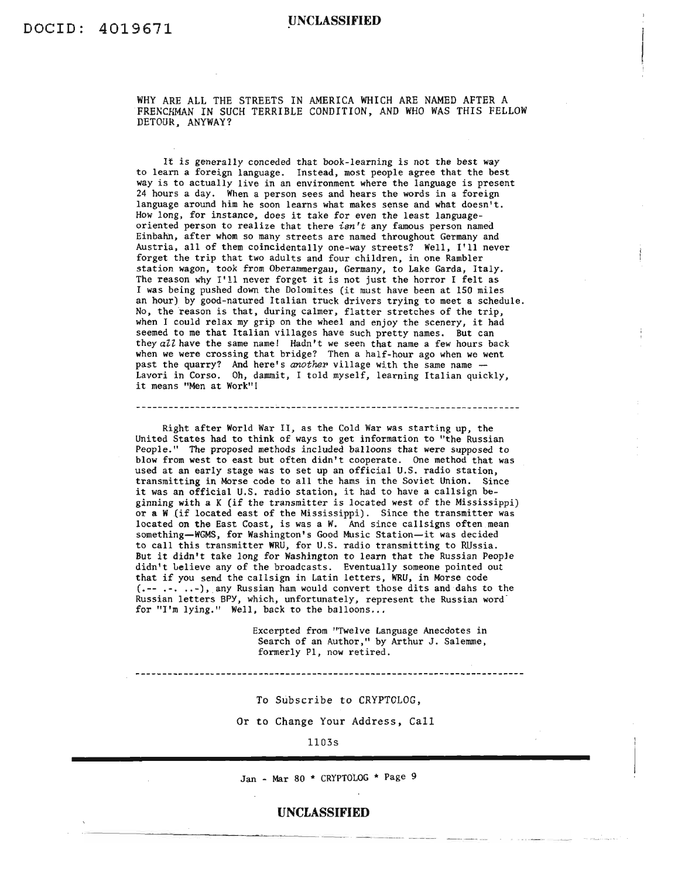WHY ARE ALL THE STREETS IN AMERICA WHICH ARE NAMED AFTER A FRENCHMAN IN SUCH TERRIBLE CONDITION, AND WHO WAS THIS FELLOW DETOUR, ANYWAY?

It is generally conceded that book-learning is not the best way to learn a foreign language. Instead, most people agree that the best way is to actually live in an environment where the language is present 24 hours a day. When a person sees and hears the words in a foreign language around him he soon learns what makes sense and what doesn't. How long, for instance, does it take for even the least language-oriented person to realize that there *isn't* any famous person named Einbahn, after whom so many streets are named throughout Germany and Austria, all of them coincidentally one-way streets? Well, I'll never forget the trip that two adults and four children, in one Rambler station wagon, took from Oberammergau, Germany, to Lake Garda, Italy. The reason why I'll never forget it is not just the horror I felt as I was being pushed down the Dolomites (it must have been at 150 miles an hour) by good-natured Italian truck drivers trying to meet a schedule. No, the reason is that, during calmer, flatter stretches of the trip, when I could relax my grip on the wheel and enjoy the scenery, it had seemed to me that Italian villages have such pretty names. But can they *all* have the same name! Hadn't we seen that name a few hours back when we were crossing that bridge? Then a half-hour ago when we went past the quarry? And here's *another* village with the same name — Lavori in Corso. Oh, dammit, I told myself, learning Italian quickly, it means "Men at Work"!

---

Right after World War II, as the Cold War was starting up, the United States had to think of ways to get information to "the Russian People." The proposed methods included balloons that were supposed to blow from west to east but often didn't cooperate. One method that was used at an early stage was to set up an official U.S. radio station, transmitting in Morse code to all the hams in the Soviet Union. Since it was an official U.S. radio station, it had to have a callsign beginning with a K (if the transmitter is located west of the Mississippi) or a W (if located east of the Mississippi). Since the transmitter was located on the East Coast, is was a W. And since callsigns often mean something—WGMS, for Washington's Good Music Station—it was decided to call this transmitter WRU, for U.S. radio transmitting to RUssia. But it didn't take long for Washington to learn that the Russian People didn't believe any of the broadcasts. Eventually someone pointed out that if you send the callsign in Latin letters, WRU, in Morse code (.-- .-. ..-), any Russian ham would convert those dits and dahs to the Russian letters BPY, which, unfortunately, represent the Russian word for "I'm lying." Well, back to the balloons...

Excerpted from "Twelve Language Anecdotes in Search of an Author," by Arthur J. Salemme, formerly P1, now retired.

---

To Subscribe to CRYPTOLOG,

Or to Change Your Address, Call

1103s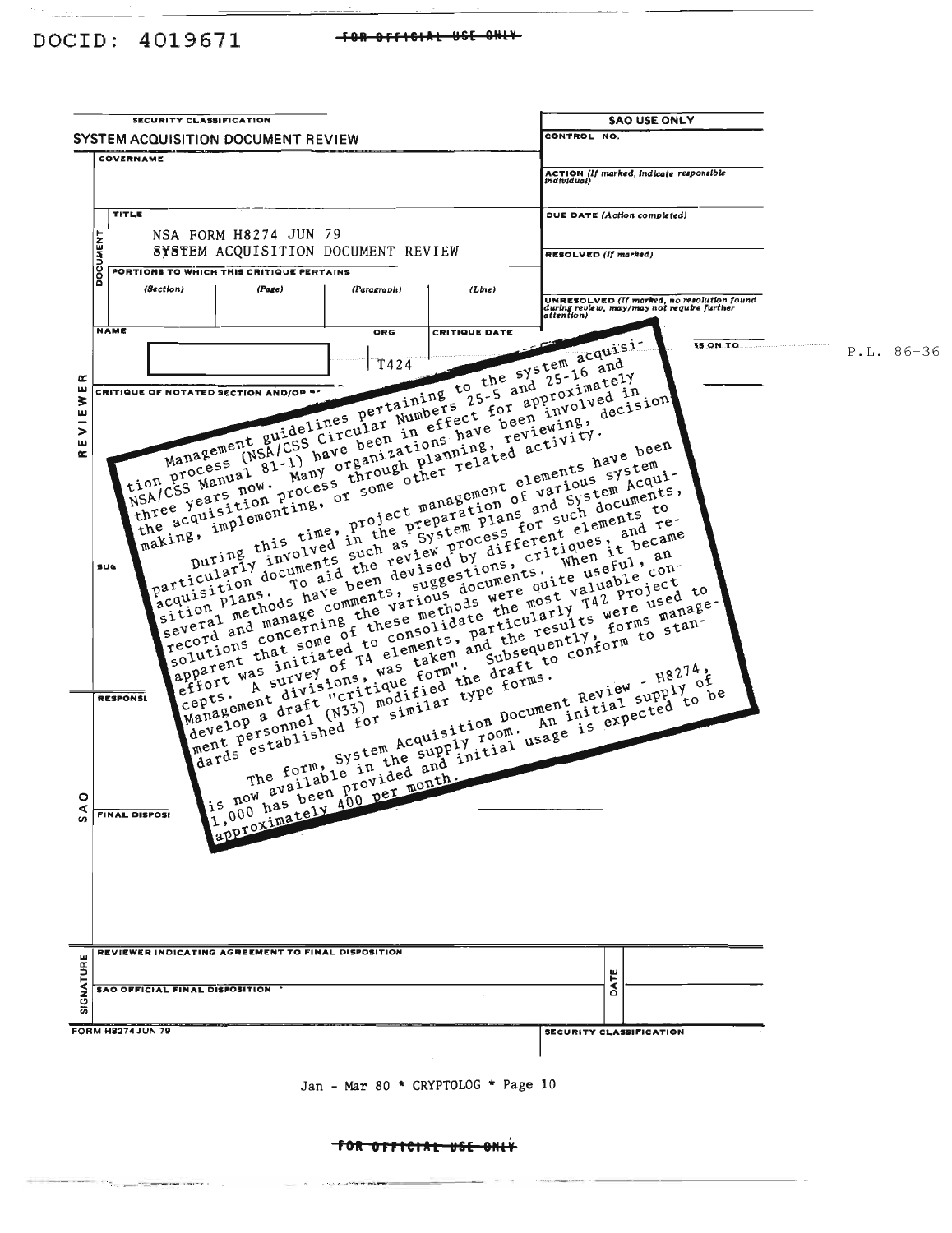**SYSTEM ACQUISITION DOCUMENT REVIEW**

SECURITY CLASSIFICATION

| | |
|---|---|
| COVERNAME | |
| TITLE | NSA FORM H8274 JUN 79 SYSTEM ACQUISITION DOCUMENT REVIEW |
| PORTIONS TO WHICH THIS CRITIQUE PERTAINS | (Section) (Page) (Paragraph) (Line) |
| NAME | ORG: T424 |
| CRITIQUE DATE | |

SAO USE ONLY

- CONTROL NO.
- ACTION (If marked, indicate responsible individual)
- DUE DATE (Action completed)
- RESOLVED (If marked)
- UNRESOLVED (If marked, no resolution found during review, may/may not require further attention)

P.L. 86-36

CRITIQUE OF NOTATED SECTION AND/OR

Management guidelines pertaining to the system acquisition process (NSA/CSS Circular Numbers 25-5 and 25-16 and NSA/CSS Manual 81-1) have been in effect for approximately three years now. Many organizations have been involved in the acquisition process through planning, reviewing, decision making, implementing, or some other related activity.

During this time, project management elements have been particularly involved in the preparation of various system acquisition documents such as System Plans and System Acquisition Plans. To aid the review process for such documents, several methods have been devised by different elements to record and manage comments, suggestions, critiques, and resolutions concerning the various documents. When it became apparent that some of these methods were quite useful, an effort was initiated to consolidate the most valuable concepts. A survey of T4 elements, particularly T42 Project Management divisions, was taken and the results were used to develop a draft "critique form". Subsequently, forms management personnel (N33) modified the draft to conform to standards established for similar type forms.

The form, System Acquisition Document Review - H8274, is now available in the supply room. An initial supply of 1,000 has been provided and initial usage is expected to be approximately 400 per month.

SUG

RESPONSE

SAO — FINAL DISPOSITION

SIGNATURE — REVIEWER INDICATING AGREEMENT TO FINAL DISPOSITION — DATE

SAO OFFICIAL FINAL DISPOSITION

FORM H8274 JUN 79 — SECURITY CLASSIFICATION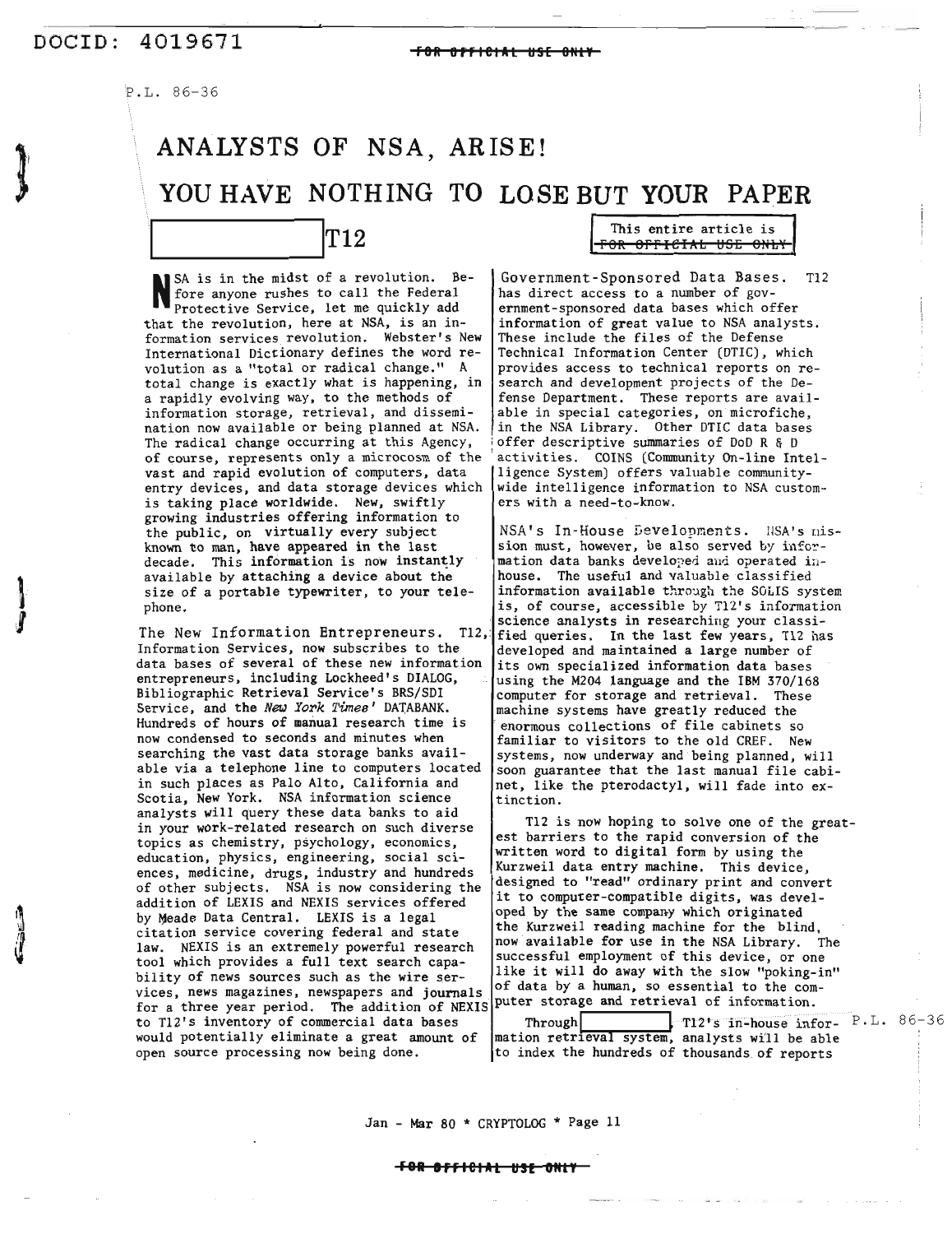P.L. 86-36

# ANALYSTS OF NSA, ARISE!

# YOU HAVE NOTHING TO LOSE BUT YOUR PAPER

[redacted] T12

This entire article is FOR OFFICIAL USE ONLY

NSA is in the midst of a revolution. Before anyone rushes to call the Federal Protective Service, let me quickly add that the revolution, here at NSA, is an information services revolution. Webster's New International Dictionary defines the word revolution as a "total or radical change." A total change is exactly what is happening, in a rapidly evolving way, to the methods of information storage, retrieval, and dissemination now available or being planned at NSA. The radical change occurring at this Agency, of course, represents only a microcosm of the vast and rapid evolution of computers, data entry devices, and data storage devices which is taking place worldwide. New, swiftly growing industries offering information to the public, on virtually every subject known to man, have appeared in the last decade. This information is now instantly available by attaching a device about the size of a portable typewriter, to your telephone.

**The New Information Entrepreneurs.** T12, Information Services, now subscribes to the data bases of several of these new information entrepreneurs, including Lockheed's DIALOG, Bibliographic Retrieval Service's BRS/SDI Service, and the *New York Times'* DATABANK. Hundreds of hours of manual research time is now condensed to seconds and minutes when searching the vast data storage banks available via a telephone line to computers located in such places as Palo Alto, California and Scotia, New York. NSA information science analysts will query these data banks to aid in your work-related research on such diverse topics as chemistry, psychology, economics, education, physics, engineering, social sciences, medicine, drugs, industry and hundreds of other subjects. NSA is now considering the addition of LEXIS and NEXIS services offered by Meade Data Central. LEXIS is a legal citation service covering federal and state law. NEXIS is an extremely powerful research tool which provides a full text search capability of news sources such as the wire services, news magazines, newspapers and journals for a three year period. The addition of NEXIS to T12's inventory of commercial data bases would potentially eliminate a great amount of open source processing now being done.

**Government-Sponsored Data Bases.** T12 has direct access to a number of government-sponsored data bases which offer information of great value to NSA analysts. These include the files of the Defense Technical Information Center (DTIC), which provides access to technical reports on research and development projects of the Defense Department. These reports are available in special categories, on microfiche, in the NSA Library. Other DTIC data bases offer descriptive summaries of DoD R & D activities. COINS (Community On-line Intelligence System) offers valuable community-wide intelligence information to NSA customers with a need-to-know.

**NSA's In-House Developments.** NSA's mission must, however, be also served by information data banks developed and operated in-house. The useful and valuable classified information available through the SOLIS system is, of course, accessible by T12's information science analysts in researching your classified queries. In the last few years, T12 has developed and maintained a large number of its own specialized information data bases using the M204 language and the IBM 370/168 computer for storage and retrieval. These machine systems have greatly reduced the enormous collections of file cabinets so familiar to visitors to the old CREF. New systems, now underway and being planned, will soon guarantee that the last manual file cabinet, like the pterodactyl, will fade into extinction.

T12 is now hoping to solve one of the greatest barriers to the rapid conversion of the written word to digital form by using the Kurzweil data entry machine. This device, designed to "read" ordinary print and convert it to computer-compatible digits, was developed by the same company which originated the Kurzweil reading machine for the blind, now available for use in the NSA Library. The successful employment of this device, or one like it will do away with the slow "poking-in" of data by a human, so essential to the computer storage and retrieval of information.

Through [redacted], T12's in-house information retrieval system, analysts will be able to index the hundreds of thousands of reports

P.L. 86-36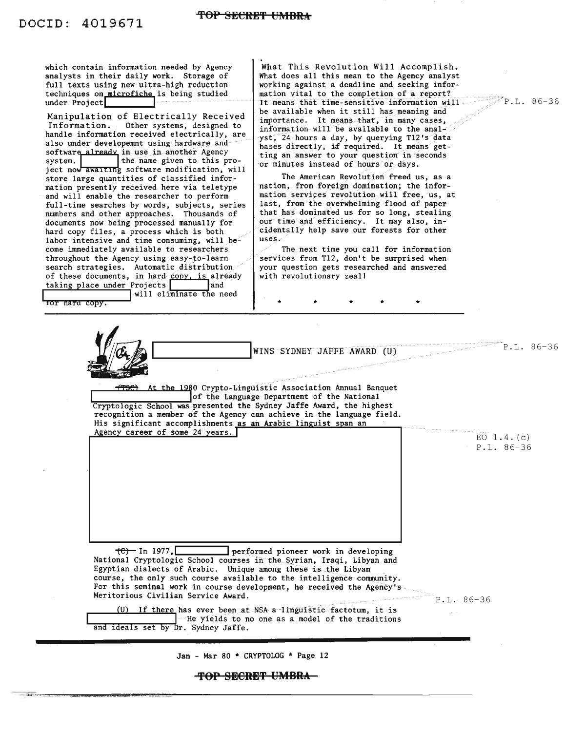which contain information needed by Agency analysts in their daily work. Storage of full texts using new ultra-high reduction techniques on microfiche is being studied under Project [ ]

Manipulation of Electrically Received Information. Other systems, designed to handle information received electrically, are also under developemnt using hardware and software already in use in another Agency system. [ ] the name given to this project now awaiting software modification, will store large quantities of classified information presently received here via teletype and will enable the researcher to perform full-time searches by words, subjects, series numbers and other approaches. Thousands of documents now being processed manually for hard copy files, a process which is both labor intensive and time consuming, will become immediately available to researchers throughout the Agency using easy-to-learn search strategies. Automatic distribution of these documents, in hard copy, is already taking place under Projects [ ] and [ ] will eliminate the need for hard copy.

What This Revolution Will Accomplish. What does all this mean to the Agency analyst working against a deadline and seeking information vital to the completion of a report? It means that time-sensitive information will be available when it still has meaning and importance. It means that, in many cases, information will be available to the analyst, 24 hours a day, by querying T12's data bases directly, if required. It means getting an answer to your question in seconds or minutes instead of hours or days.

The American Revolution freed us, as a nation, from foreign domination; the information services revolution will free, us, at last, from the overwhelming flood of paper that has dominated us for so long, stealing our time and efficiency. It may also, incidentally help save our forests for other uses.

The next time you call for information services from T12, don't be surprised when your question gets researched and answered with revolutionary zeal!

\* \* \* \* \*

P.L. 86-36

## [ ] WINS SYDNEY JAFFE AWARD (U)

P.L. 86-36

(TSC) At the 1980 Crypto-Linguistic Association Annual Banquet [ ] of the Language Department of the National Cryptologic School was presented the Sydney Jaffe Award, the highest recognition a member of the Agency can achieve in the language field. His significant accomplishments as an Arabic linguist span an Agency career of some 24 years. [ ]

EO 1.4.(c)
P.L. 86-36

(C) In 1977, [ ] performed pioneer work in developing National Cryptologic School courses in the Syrian, Iraqi, Libyan and Egyptian dialects of Arabic. Unique among these is the Libyan course, the only such course available to the intelligence community. For this seminal work in course development, he received the Agency's Meritorious Civilian Service Award.

P.L. 86-36

(U) If there has ever been at NSA a linguistic factotum, it is [ ] He yields to no one as a model of the traditions and ideals set by Dr. Sydney Jaffe.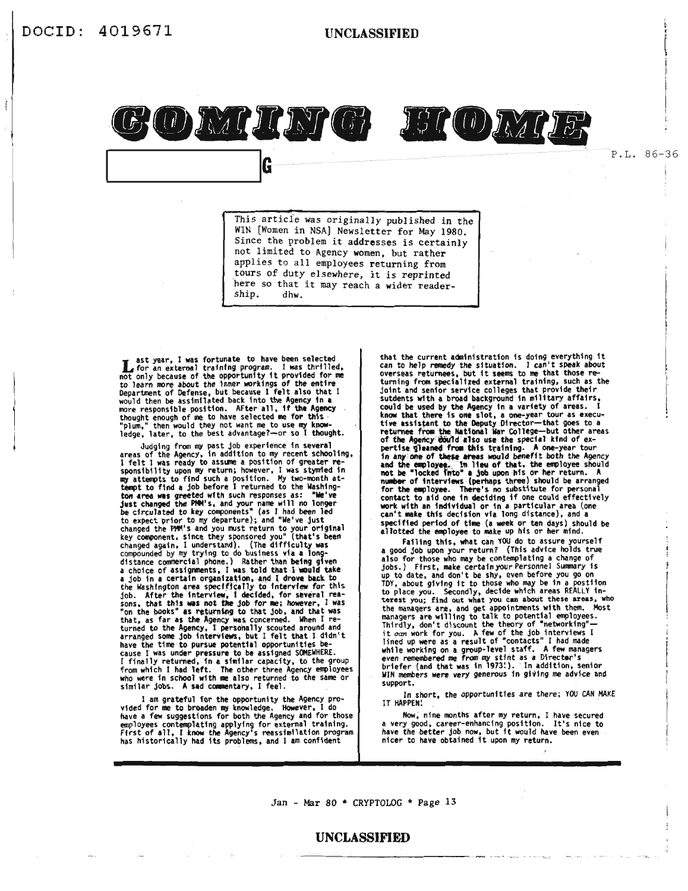# COMING HOME

G

P.L. 86-36

> This article was originally published in the WIN [Women in NSA] Newsletter for May 1980. Since the problem it addresses is certainly not limited to Agency women, but rather applies to all employees returning from tours of duty elsewhere, it is reprinted here so that it may reach a wider readership. dhw.

Last year, I was fortunate to have been selected for an external training program. I was thrilled, not only because of the opportunity it provided for me to learn more about the inner workings of the entire Department of Defense, but because I felt also that I would then be assimilated back into the Agency in a more responsible position. After all, if the Agency thought enough of me to have selected me for this "plum," then would they not want me to use my knowledge, later, to the best advantage?—or so I thought.

Judging from my past job experience in several areas of the Agency, in addition to my recent schooling, I felt I was ready to assume a position of greater responsibility upon my return; however, I was stymied in my attempts to find such a position. My two-month attempt to find a job before I returned to the Washington area was greeted with such responses as: "We've just changed the PMM's, and your name will no longer be circulated to key components" (as I had been led to expect prior to my departure); and "We've just changed the PMM's and you must return to your original key component, since they sponsored you" (that's been changed again, I understand). (The difficulty was compounded by my trying to do business via a long-distance commercial phone.) Rather than being given a choice of assignments, I was told that I would take a job in a certain organization, and I drove back to the Washington area specifically to interview for this job. After the interview, I decided, for several reasons, that this was not the job for me; however, I was "on the books" as returning to that job, and that was that, as far as the Agency was concerned. When I returned to the Agency, I personally scouted around and arranged some job interviews, but I felt that I didn't have the time to pursue potential opportunities because I was under pressure to be assigned SOMEWHERE. I finally returned, in a similar capacity, to the group from which I had left. The other three Agency employees who were in school with me also returned to the same or similar jobs. A sad commentary, I feel.

I am grateful for the opportunity the Agency provided for me to broaden my knowledge. However, I do have a few suggestions for both the Agency and for those employees contemplating applying for external training. First of all, I know the Agency's reassimilation program has historically had its problems, and I am confident that the current administration is doing everything it can to help remedy the situation. I can't speak about overseas returnees, but it seems to me that those returning from specialized external training, such as the joint and senior service colleges that provide their sutdents with a broad background in military affairs, could be used by the Agency in a variety of areas. I know that there is one slot, a one-year tour as executive assistant to the Deputy Director—that goes to a returnee from the National War College—but other areas of the Agency could also use the special kind of expertise gleaned from this training. A one-year tour in *any* one of these areas would benefit both the Agency and the employee. In lieu of that, the employee should not be "locked into" a job upon his or her return. A number of interviews (perhaps three) should be arranged for the employee. There's no substitute for personal contact to aid one in deciding if one could effectively work with an individual or in a particular area (one can't make this decision via long distance), and a specified period of time (a week or ten days) should be allotted the employee to make up his or her mind.

Failing this, what can YOU do to assure yourself a good job upon your return? (This advice holds true also for those who may be contemplating a change of jobs.) First, make certain *your* Personnel Summary is up to date, and don't be shy, even before you go on TDY, about giving it to those who may be in a position to place you. Secondly, decide which areas REALLY interest you; find out what you can about these areas, who the managers are, and get appointments with them. Most managers are willing to talk to potential employees. Thirdly, don't discount the theory of "networking"—it *can* work for you. A few of the job interviews I lined up were as a result of "contacts" I had made while working on a group-level staff. A few managers even remembered me from my stint as a Director's briefer (and that was in 1973!). In addition, senior WIN members were very generous in giving me advice and support.

In short, the opportunities are there; YOU CAN MAKE IT HAPPEN!

Now, nine months after my return, I have secured a very good, career-enhancing position. It's nice to have the better job now, but it would have been even nicer to have obtained it upon my return.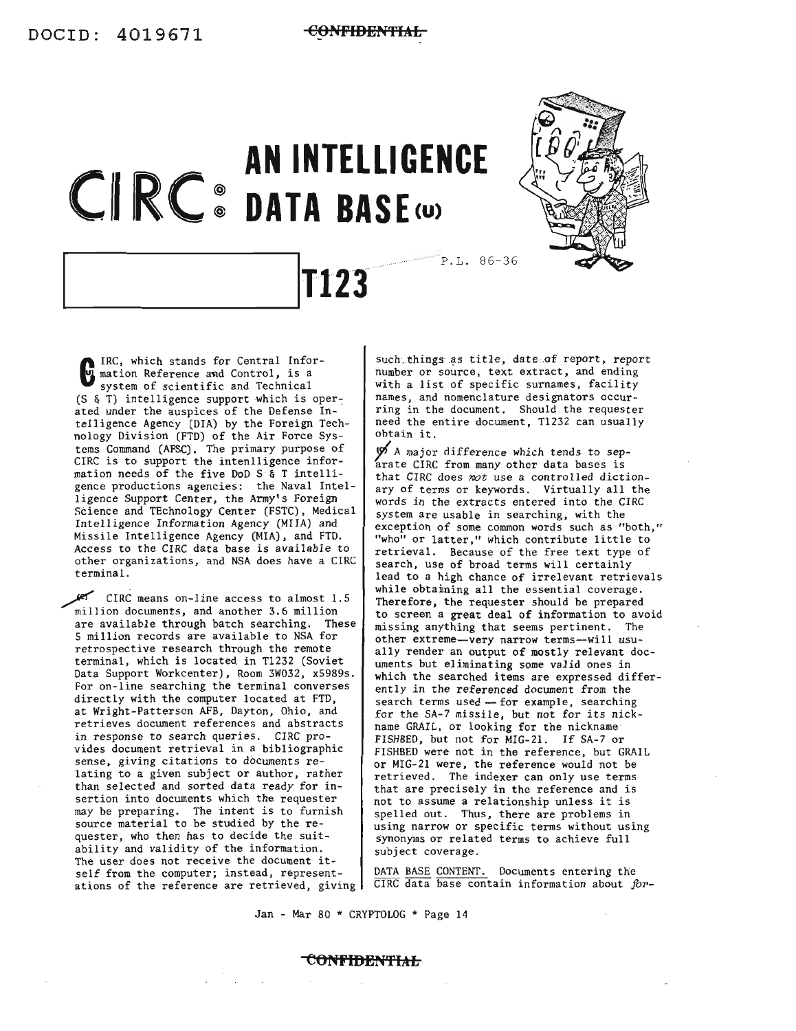# CIRC: AN INTELLIGENCE DATA BASE (U)

T123

P.L. 86-36

(U) CIRC, which stands for Central Information Reference and Control, is a system of scientific and Technical (S & T) intelligence support which is operated under the auspices of the Defense Intelligence Agency (DIA) by the Foreign Technology Division (FTD) of the Air Force Systems Command (AFSC). The primary purpose of CIRC is to support the intenlligence information needs of the five DoD S & T intelligence productions agencies: the Naval Intelligence Support Center, the Army's Foreign Science and TEchnology Center (FSTC), Medical Intelligence Information Agency (MIIA) and Missile Intelligence Agency (MIA), and FTD. Access to the CIRC data base is available to other organizations, and NSA does have a CIRC terminal.

(C) CIRC means on-line access to almost 1.5 million documents, and another 3.6 million are available through batch searching. These 5 million records are available to NSA for retrospective research through the remote terminal, which is located in T1232 (Soviet Data Support Workcenter), Room 3W032, x5989s. For on-line searching the terminal converses directly with the computer located at FTD, at Wright-Patterson AFB, Dayton, Ohio, and retrieves document references and abstracts in response to search queries. CIRC provides document retrieval in a bibliographic sense, giving citations to documents relating to a given subject or author, rather than selected and sorted data ready for insertion into documents which the requester may be preparing. The intent is to furnish source material to be studied by the requester, who then has to decide the suitability and validity of the information. The user does not receive the document itself from the computer; instead, representations of the reference are retrieved, giving such things as title, date of report, report number or source, text extract, and ending with a list of specific surnames, facility names, and nomenclature designators occurring in the document. Should the requester need the entire document, T1232 can usually obtain it.

(U) A major difference which tends to separate CIRC from many other data bases is that CIRC does *not* use a controlled dictionary of terms or keywords. Virtually all the words in the extracts entered into the CIRC system are usable in searching, with the exception of some common words such as "both," "who" or latter," which contribute little to retrieval. Because of the free text type of search, use of broad terms will certainly lead to a high chance of irrelevant retrievals while obtaining all the essential coverage. Therefore, the requester should be prepared to screen a great deal of information to avoid missing anything that seems pertinent. The other extreme—very narrow terms—will usually render an output of mostly relevant documents but eliminating some valid ones in which the searched items are expressed differently in the referenced document from the search terms used — for example, searching for the SA-7 missile, but not for its nickname GRAIL, or looking for the nickname FISHBED, but not for MIG-21. If SA-7 or FISHBED were not in the reference, but GRAIL or MIG-21 were, the reference would not be retrieved. The indexer can only use terms that are precisely in the reference and is not to assume a relationship unless it is spelled out. Thus, there are problems in using narrow or specific terms without using synonyms or related terms to achieve full subject coverage.

<u>DATA BASE CONTENT.</u> Documents entering the CIRC data base contain information about *for-*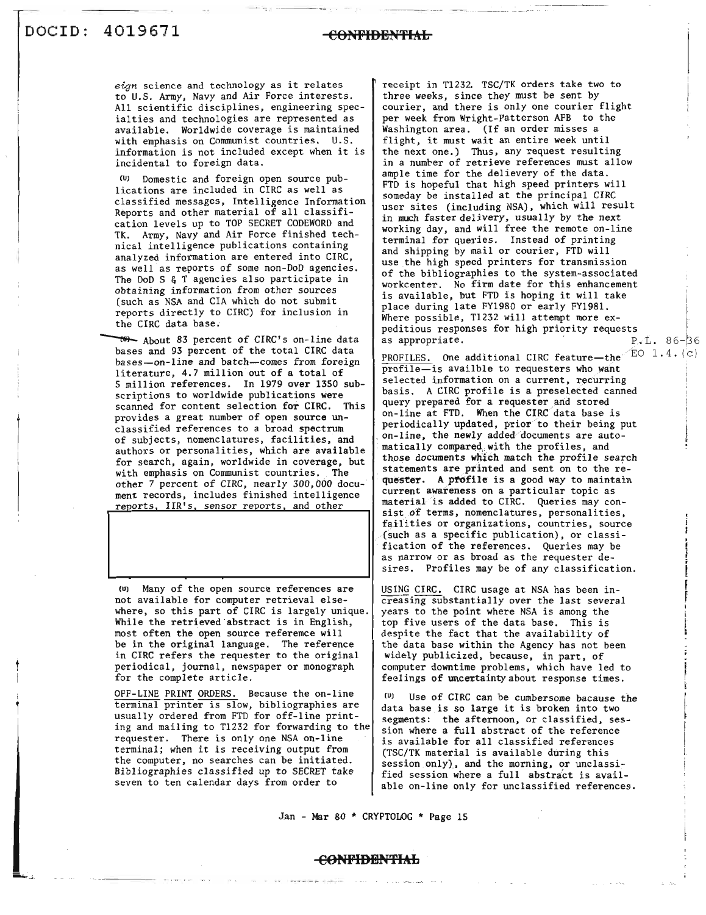*eign* science and technology as it relates to U.S. Army, Navy and Air Force interests. All scientific disciplines, engineering specialties and technologies are represented as available. Worldwide coverage is maintained with emphasis on Communist countries. U.S. information is not included except when it is incidental to foreign data.

(U) Domestic and foreign open source publications are included in CIRC as well as classified messages, Intelligence Information Reports and other material of all classification levels up to TOP SECRET CODEWORD and TK. Army, Navy and Air Force finished technical intelligence publications containing analyzed information are entered into CIRC, as well as reports of some non-DoD agencies. The DoD S & T agencies also participate in obtaining information from other sources (such as NSA and CIA which do not submit reports directly to CIRC) for inclusion in the CIRC data base.

(C) About 83 percent of CIRC's on-line data bases and 93 percent of the total CIRC data bases—on-line and batch—comes from foreign literature, 4.7 million out of a total of 5 million references. In 1979 over 1350 subscriptions to worldwide publications were scanned for content selection for CIRC. This provides a great number of open source unclassified references to a broad spectrum of subjects, nomenclatures, facilities, and authors or personalities, which are available for search, again, worldwide in coverage, but with emphasis on Communist countries. The other 7 percent of CIRC, nearly 300,000 document records, includes finished intelligence reports, IIR's, sensor reports, and other

(U) Many of the open source references are not available for computer retrieval elsewhere, so this part of CIRC is largely unique. While the retrieved abstract is in English, most often the open source referemce will be in the original language. The reference in CIRC refers the requester to the original periodical, journal, newspaper or monograph for the complete article.

OFF-LINE PRINT ORDERS. Because the on-line terminal printer is slow, bibliographies are usually ordered from FTD for off-line printing and mailing to T1232 for forwarding to the requester. There is only one NSA on-line terminal; when it is receiving output from the computer, no searches can be initiated. Bibliographies classified up to SECRET take seven to ten calendar days from order to receipt in T1232. TSC/TK orders take two to three weeks, since they must be sent by courier, and there is only one courier flight per week from Wright-Patterson AFB to the Washington area. (If an order misses a flight, it must wait an entire week until the next one.) Thus, any request resulting in a number of retrieve references must allow ample time for the delievery of the data. FTD is hopeful that high speed printers will someday be installed at the principal CIRC user sites (including NSA), which will result in much faster delivery, usually by the next working day, and will free the remote on-line terminal for queries. Instead of printing and shipping by mail or courier, FTD will use the high speed printers for transmission of the bibliographies to the system-associated workcenter. No firm date for this enhancement is available, but FTD is hoping it will take place during late FY1980 or early FY1981. Where possible, T1232 will attempt more expeditious responses for high priority requests as appropriate.

P.L. 86-36
EO 1.4.(c)

PROFILES. One additional CIRC feature—the profile—is availble to requesters who want selected information on a current, recurring basis. A CIRC profile is a preselected canned query prepared for a requester and stored on-line at FTD. When the CIRC data base is periodically updated, prior to their being put on-line, the newly added documents are automatically compared with the profiles, and those documents which match the profile search statements are printed and sent on to the requester. A profile is a good way to maintain current awareness on a particular topic as material is added to CIRC. Queries may consist of terms, nomenclatures, personalities, failities or organizations, countries, source (such as a specific publication), or classification of the references. Queries may be as narrow or as broad as the requester desires. Profiles may be of any classification.

USING CIRC. CIRC usage at NSA has been increasing substantially over the last several years to the point where NSA is among the top five users of the data base. This is despite the fact that the availability of the data base within the Agency has not been widely publicized, because, in part, of computer downtime problems, which have led to feelings of uncertainty about response times.

(U) Use of CIRC can be cumbersome bacause the data base is so large it is broken into two segments: the afternoon, or classified, session where a full abstract of the reference is available for all classified references (TSC/TK material is available during this session only), and the morning, or unclassified session where a full abstract is available on-line only for unclassified references.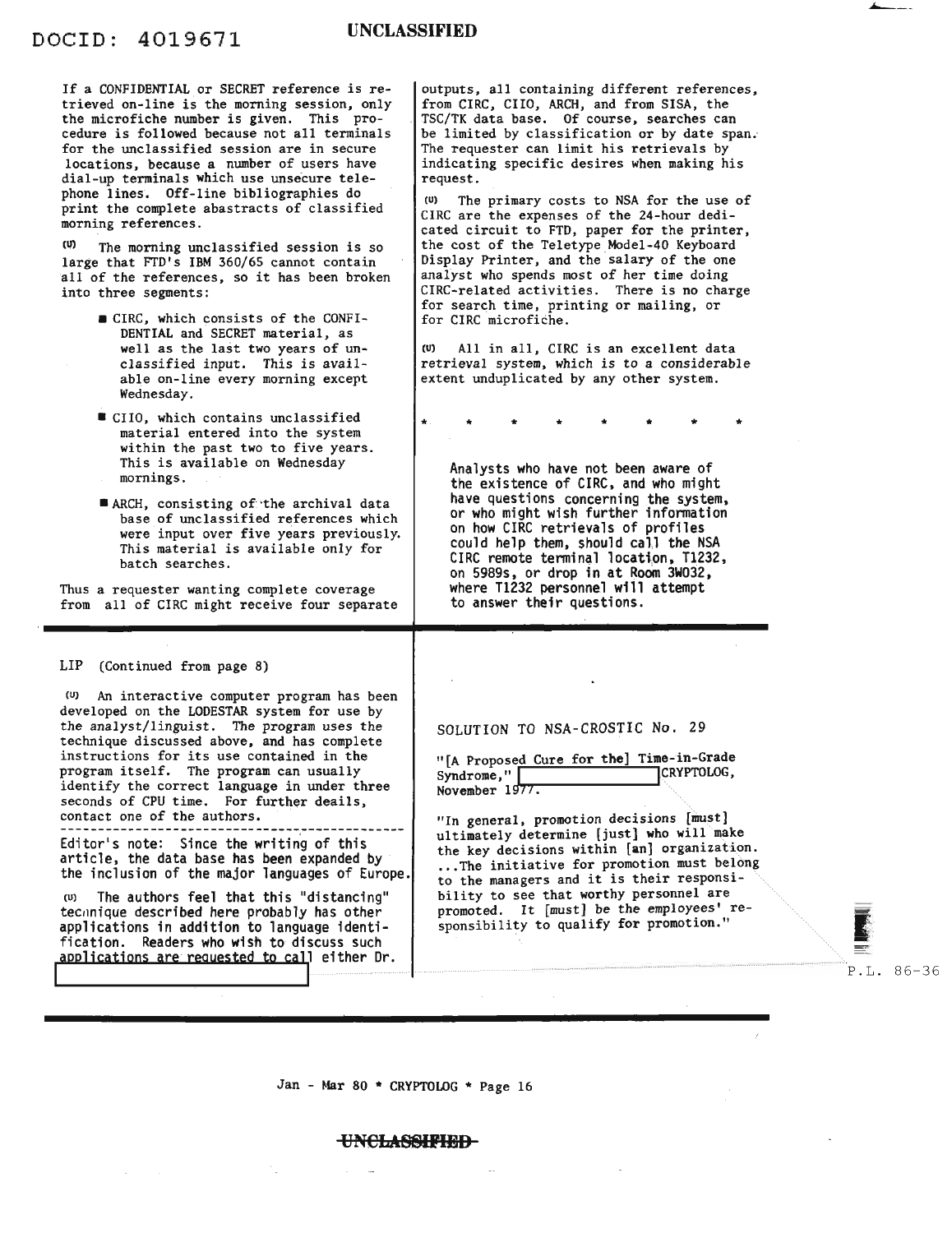If a CONFIDENTIAL or SECRET reference is retrieved on-line is the morning session, only the microfiche number is given. This procedure is followed because not all terminals for the unclassified session are in secure locations, because a number of users have dial-up terminals which use unsecure telephone lines. Off-line bibliographies do print the complete abastracts of classified morning references.

(U) The morning unclassified session is so large that FTD's IBM 360/65 cannot contain all of the references, so it has been broken into three segments:

- CIRC, which consists of the CONFIDENTIAL and SECRET material, as well as the last two years of unclassified input. This is available on-line every morning except Wednesday.
- CIIO, which contains unclassified material entered into the system within the past two to five years. This is available on Wednesday mornings.
- ARCH, consisting of the archival data base of unclassified references which were input over five years previously. This material is available only for batch searches.

Thus a requester wanting complete coverage from all of CIRC might receive four separate outputs, all containing different references, from CIRC, CIIO, ARCH, and from SISA, the TSC/TK data base. Of course, searches can be limited by classification or by date span. The requester can limit his retrievals by indicating specific desires when making his request.

(U) The primary costs to NSA for the use of CIRC are the expenses of the 24-hour dedicated circuit to FTD, paper for the printer, the cost of the Teletype Model-40 Keyboard Display Printer, and the salary of the one analyst who spends most of her time doing CIRC-related activities. There is no charge for search time, printing or mailing, or for CIRC microfiche.

(U) All in all, CIRC is an excellent data retrieval system, which is to a considerable extent unduplicated by any other system.

\* \* \* \* \* \* \* \* \*

Analysts who have not been aware of the existence of CIRC, and who might have questions concerning the system, or who might wish further information on how CIRC retrievals of profiles could help them, should call the NSA CIRC remote terminal location, T1232, on 5989s, or drop in at Room 3W032, where T1232 personnel will attempt to answer their questions.

---

LIP (Continued from page 8)

(U) An interactive computer program has been developed on the LODESTAR system for use by the analyst/linguist. The program uses the technique discussed above, and has complete instructions for its use contained in the program itself. The program can usually identify the correct language in under three seconds of CPU time. For further deails, contact one of the authors.

---

Editor's note: Since the writing of this article, the data base has been expanded by the inclusion of the major languages of Europe.

(U) The authors feel that this "distancing" technique described here probably has other applications in addition to language identification. Readers who wish to discuss such applications are requested to call either Dr. [REDACTED]

---

SOLUTION TO NSA-CROSTIC No. 29

"[A Proposed Cure for the] Time-in-Grade Syndrome," [REDACTED] CRYPTOLOG, November 1977.

"In general, promotion decisions [must] ultimately determine [just] who will make the key decisions within [an] organization. ...The initiative for promotion must belong to the managers and it is their responsibility to see that worthy personnel are promoted. It [must] be the employees' responsibility to qualify for promotion."

P.L. 86-36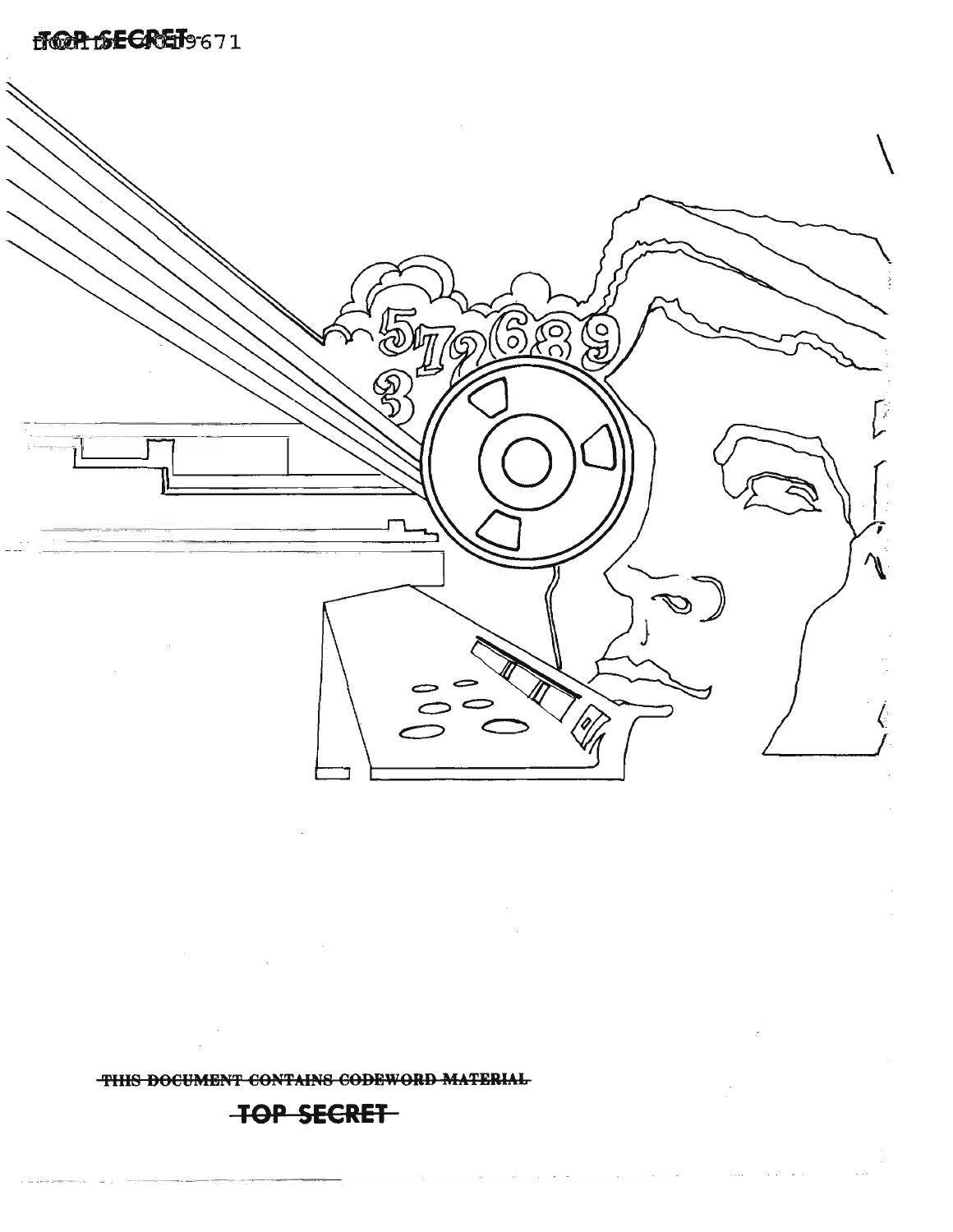~~THIS DOCUMENT CONTAINS CODEWORD MATERIAL~~

~~TOP SECRET~~